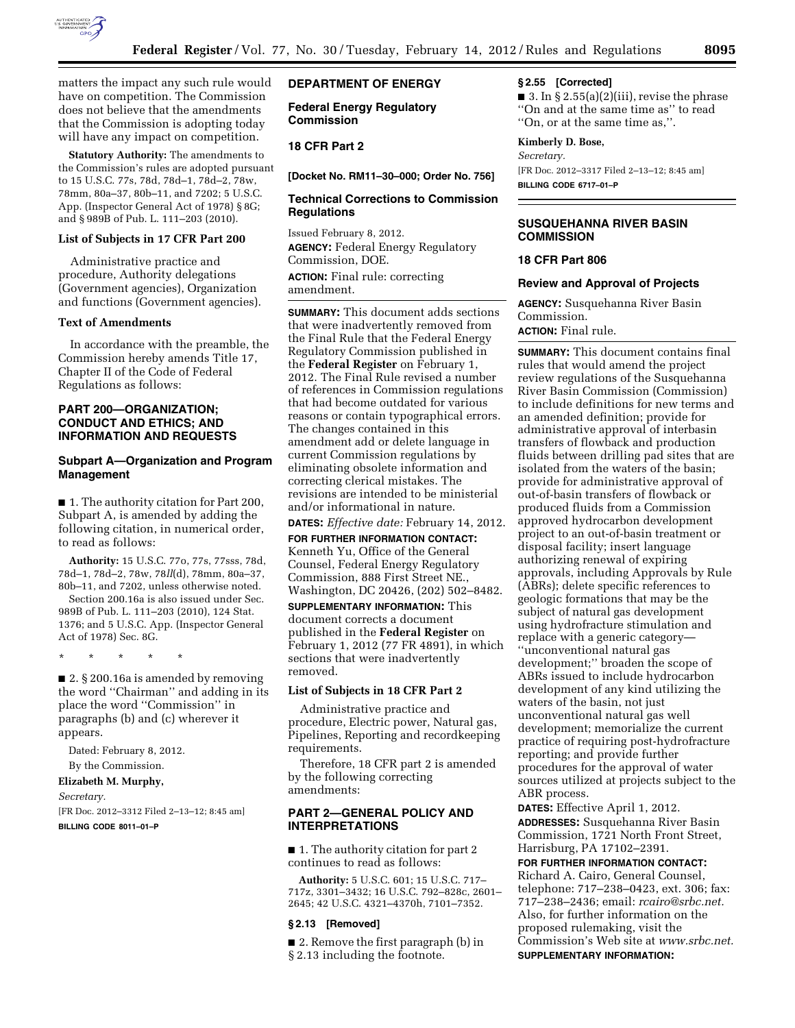matters the impact any such rule would have on competition. The Commission does not believe that the amendments that the Commission is adopting today will have any impact on competition.

**Statutory Authority:** The amendments to the Commission's rules are adopted pursuant to 15 U.S.C. 77s, 78d, 78d–1, 78d–2, 78w, 78mm, 80a–37, 80b–11, and 7202; 5 U.S.C. App. (Inspector General Act of 1978) § 8G; and § 989B of Pub. L. 111–203 (2010).

### List of Subjects in 17 CFR Part 200

Administrative practice and procedure, Authority delegations (Government agencies), Organization and functions (Government agencies).

### Text of Amendments

In accordance with the preamble, the Commission hereby amends Title 17, Chapter II of the Code of Federal Regulations as follows:

## PART 200—ORGANIZATION; CONDUCT AND ETHICS; AND INFORMATION AND REQUESTS

### Subpart A—Organization and Program Management

■ 1. The authority citation for Part 200, Subpart A, is amended by adding the following citation, in numerical order, to read as follows:

**Authority:** 15 U.S.C. 77o, 77s, 77sss, 78d, 78d–1, 78d–2, 78w, 78*ll*(d), 78mm, 80a–37, 80b–11, and 7202, unless otherwise noted.

Section 200.16a is also issued under Sec. 989B of Pub. L. 111–203 (2010), 124 Stat. 1376; and 5 U.S.C. App. (Inspector General Act of 1978) Sec. 8G.

\* \* \* \* \*

■ 2. § 200.16a is amended by removing the word ''Chairman'' and adding in its place the word ''Commission'' in paragraphs (b) and (c) wherever it appears.

Dated: February 8, 2012.

By the Commission.

**Elizabeth M. Murphy,**

*Secretary.*

[FR Doc. 2012–3312 Filed 2–13–12; 8:45 am]

**BILLING CODE 8011–01–P**

---

## DEPARTMENT OF ENERGY

### Federal Energy Regulatory Commission

### 18 CFR Part 2

**[Docket No. RM11–30–000; Order No. 756]**

### Technical Corrections to Commission Regulations

Issued February 8, 2012.

**AGENCY:** Federal Energy Regulatory Commission, DOE.

**ACTION:** Final rule: correcting amendment.

**SUMMARY:** This document adds sections that were inadvertently removed from the Final Rule that the Federal Energy Regulatory Commission published in the **Federal Register** on February 1, 2012. The Final Rule revised a number of references in Commission regulations that had become outdated for various reasons or contain typographical errors. The changes contained in this amendment add or delete language in current Commission regulations by eliminating obsolete information and correcting clerical mistakes. The revisions are intended to be ministerial and/or informational in nature.

**DATES:** *Effective date:* February 14, 2012.

**FOR FURTHER INFORMATION CONTACT:** Kenneth Yu, Office of the General Counsel, Federal Energy Regulatory Commission, 888 First Street NE., Washington, DC 20426, (202) 502–8482.

**SUPPLEMENTARY INFORMATION:** This document corrects a document published in the **Federal Register** on February 1, 2012 (77 FR 4891), in which sections that were inadvertently removed.

### List of Subjects in 18 CFR Part 2

Administrative practice and procedure, Electric power, Natural gas, Pipelines, Reporting and recordkeeping requirements.

Therefore, 18 CFR part 2 is amended by the following correcting amendments:

## PART 2—GENERAL POLICY AND INTERPRETATIONS

■ 1. The authority citation for part 2 continues to read as follows:

**Authority:** 5 U.S.C. 601; 15 U.S.C. 717–717z, 3301–3432; 16 U.S.C. 792–828c, 2601–2645; 42 U.S.C. 4321–4370h, 7101–7352.

### § 2.13 [Removed]

■ 2. Remove the first paragraph (b) in § 2.13 including the footnote.

### § 2.55 [Corrected]

■ 3. In § 2.55(a)(2)(iii), revise the phrase ''On and at the same time as'' to read ''On, or at the same time as,''.

**Kimberly D. Bose,**

*Secretary.*

[FR Doc. 2012–3317 Filed 2–13–12; 8:45 am]

**BILLING CODE 6717–01–P**

---

## SUSQUEHANNA RIVER BASIN COMMISSION

### 18 CFR Part 806

### Review and Approval of Projects

**AGENCY:** Susquehanna River Basin Commission.

**ACTION:** Final rule.

**SUMMARY:** This document contains final rules that would amend the project review regulations of the Susquehanna River Basin Commission (Commission) to include definitions for new terms and an amended definition; provide for administrative approval of interbasin transfers of flowback and production fluids between drilling pad sites that are isolated from the waters of the basin; provide for administrative approval of out-of-basin transfers of flowback or produced fluids from a Commission approved hydrocarbon development project to an out-of-basin treatment or disposal facility; insert language authorizing renewal of expiring approvals, including Approvals by Rule (ABRs); delete specific references to geologic formations that may be the subject of natural gas development using hydrofracture stimulation and replace with a generic category—''unconventional natural gas development;'' broaden the scope of ABRs issued to include hydrocarbon development of any kind utilizing the waters of the basin, not just unconventional natural gas well development; memorialize the current practice of requiring post-hydrofracture reporting; and provide further procedures for the approval of water sources utilized at projects subject to the ABR process.

**DATES:** Effective April 1, 2012.

**ADDRESSES:** Susquehanna River Basin Commission, 1721 North Front Street, Harrisburg, PA 17102–2391.

**FOR FURTHER INFORMATION CONTACT:** Richard A. Cairo, General Counsel, telephone: 717–238–0423, ext. 306; fax: 717–238–2436; email: *rcairo@srbc.net.* Also, for further information on the proposed rulemaking, visit the Commission's Web site at *www.srbc.net.*

**SUPPLEMENTARY INFORMATION:**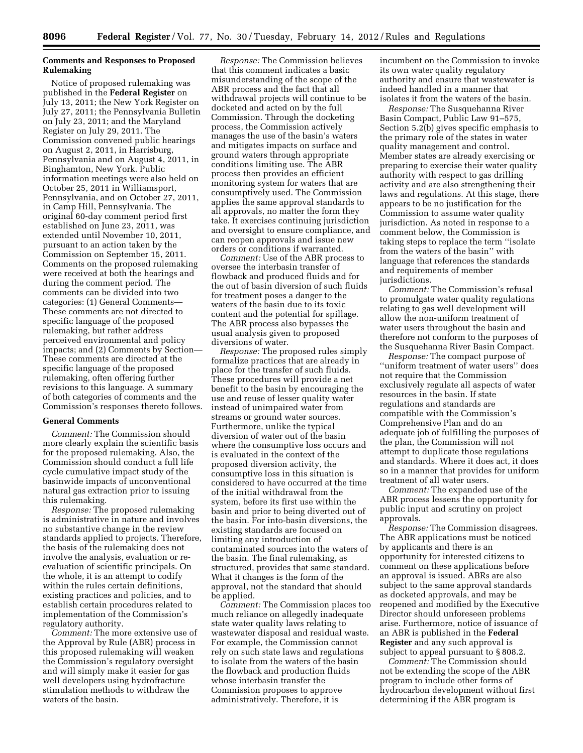### Comments and Responses to Proposed Rulemaking

Notice of proposed rulemaking was published in the **Federal Register** on July 13, 2011; the New York Register on July 27, 2011; the Pennsylvania Bulletin on July 23, 2011; and the Maryland Register on July 29, 2011. The Commission convened public hearings on August 2, 2011, in Harrisburg, Pennsylvania and on August 4, 2011, in Binghamton, New York. Public information meetings were also held on October 25, 2011 in Williamsport, Pennsylvania, and on October 27, 2011, in Camp Hill, Pennsylvania. The original 60-day comment period first established on June 23, 2011, was extended until November 10, 2011, pursuant to an action taken by the Commission on September 15, 2011. Comments on the proposed rulemaking were received at both the hearings and during the comment period. The comments can be divided into two categories: (1) General Comments—These comments are not directed to specific language of the proposed rulemaking, but rather address perceived environmental and policy impacts; and (2) Comments by Section—These comments are directed at the specific language of the proposed rulemaking, often offering further revisions to this language. A summary of both categories of comments and the Commission's responses thereto follows.

### General Comments

*Comment:* The Commission should more clearly explain the scientific basis for the proposed rulemaking. Also, the Commission should conduct a full life cycle cumulative impact study of the basinwide impacts of unconventional natural gas extraction prior to issuing this rulemaking.

*Response:* The proposed rulemaking is administrative in nature and involves no substantive change in the review standards applied to projects. Therefore, the basis of the rulemaking does not involve the analysis, evaluation or re-evaluation of scientific principals. On the whole, it is an attempt to codify within the rules certain definitions, existing practices and policies, and to establish certain procedures related to implementation of the Commission's regulatory authority.

*Comment:* The more extensive use of the Approval by Rule (ABR) process in this proposed rulemaking will weaken the Commission's regulatory oversight and will simply make it easier for gas well developers using hydrofracture stimulation methods to withdraw the waters of the basin.

*Response:* The Commission believes that this comment indicates a basic misunderstanding of the scope of the ABR process and the fact that all withdrawal projects will continue to be docketed and acted on by the full Commission. Through the docketing process, the Commission actively manages the use of the basin's waters and mitigates impacts on surface and ground waters through appropriate conditions limiting use. The ABR process then provides an efficient monitoring system for waters that are consumptively used. The Commission applies the same approval standards to all approvals, no matter the form they take. It exercises continuing jurisdiction and oversight to ensure compliance, and can reopen approvals and issue new orders or conditions if warranted.

*Comment:* Use of the ABR process to oversee the interbasin transfer of flowback and produced fluids and for the out of basin diversion of such fluids for treatment poses a danger to the waters of the basin due to its toxic content and the potential for spillage. The ABR process also bypasses the usual analysis given to proposed diversions of water.

*Response:* The proposed rules simply formalize practices that are already in place for the transfer of such fluids. These procedures will provide a net benefit to the basin by encouraging the use and reuse of lesser quality water instead of unimpaired water from streams or ground water sources. Furthermore, unlike the typical diversion of water out of the basin where the consumptive loss occurs and is evaluated in the context of the proposed diversion activity, the consumptive loss in this situation is considered to have occurred at the time of the initial withdrawal from the system, before its first use within the basin and prior to being diverted out of the basin. For into-basin diversions, the existing standards are focused on limiting any introduction of contaminated sources into the waters of the basin. The final rulemaking, as structured, provides that same standard. What it changes is the form of the approval, not the standard that should be applied.

*Comment:* The Commission places too much reliance on allegedly inadequate state water quality laws relating to wastewater disposal and residual waste. For example, the Commission cannot rely on such state laws and regulations to isolate from the waters of the basin the flowback and production fluids whose interbasin transfer the Commission proposes to approve administratively. Therefore, it is incumbent on the Commission to invoke its own water quality regulatory authority and ensure that wastewater is indeed handled in a manner that isolates it from the waters of the basin.

*Response:* The Susquehanna River Basin Compact, Public Law 91–575, Section 5.2(b) gives specific emphasis to the primary role of the states in water quality management and control. Member states are already exercising or preparing to exercise their water quality authority with respect to gas drilling activity and are also strengthening their laws and regulations. At this stage, there appears to be no justification for the Commission to assume water quality jurisdiction. As noted in response to a comment below, the Commission is taking steps to replace the term ''isolate from the waters of the basin'' with language that references the standards and requirements of member jurisdictions.

*Comment:* The Commission's refusal to promulgate water quality regulations relating to gas well development will allow the non-uniform treatment of water users throughout the basin and therefore not conform to the purposes of the Susquehanna River Basin Compact.

*Response:* The compact purpose of ''uniform treatment of water users'' does not require that the Commission exclusively regulate all aspects of water resources in the basin. If state regulations and standards are compatible with the Commission's Comprehensive Plan and do an adequate job of fulfilling the purposes of the plan, the Commission will not attempt to duplicate those regulations and standards. Where it does act, it does so in a manner that provides for uniform treatment of all water users.

*Comment:* The expanded use of the ABR process lessens the opportunity for public input and scrutiny on project approvals.

*Response:* The Commission disagrees. The ABR applications must be noticed by applicants and there is an opportunity for interested citizens to comment on these applications before an approval is issued. ABRs are also subject to the same approval standards as docketed approvals, and may be reopened and modified by the Executive Director should unforeseen problems arise. Furthermore, notice of issuance of an ABR is published in the **Federal Register** and any such approval is subject to appeal pursuant to § 808.2.

*Comment:* The Commission should not be extending the scope of the ABR program to include other forms of hydrocarbon development without first determining if the ABR program is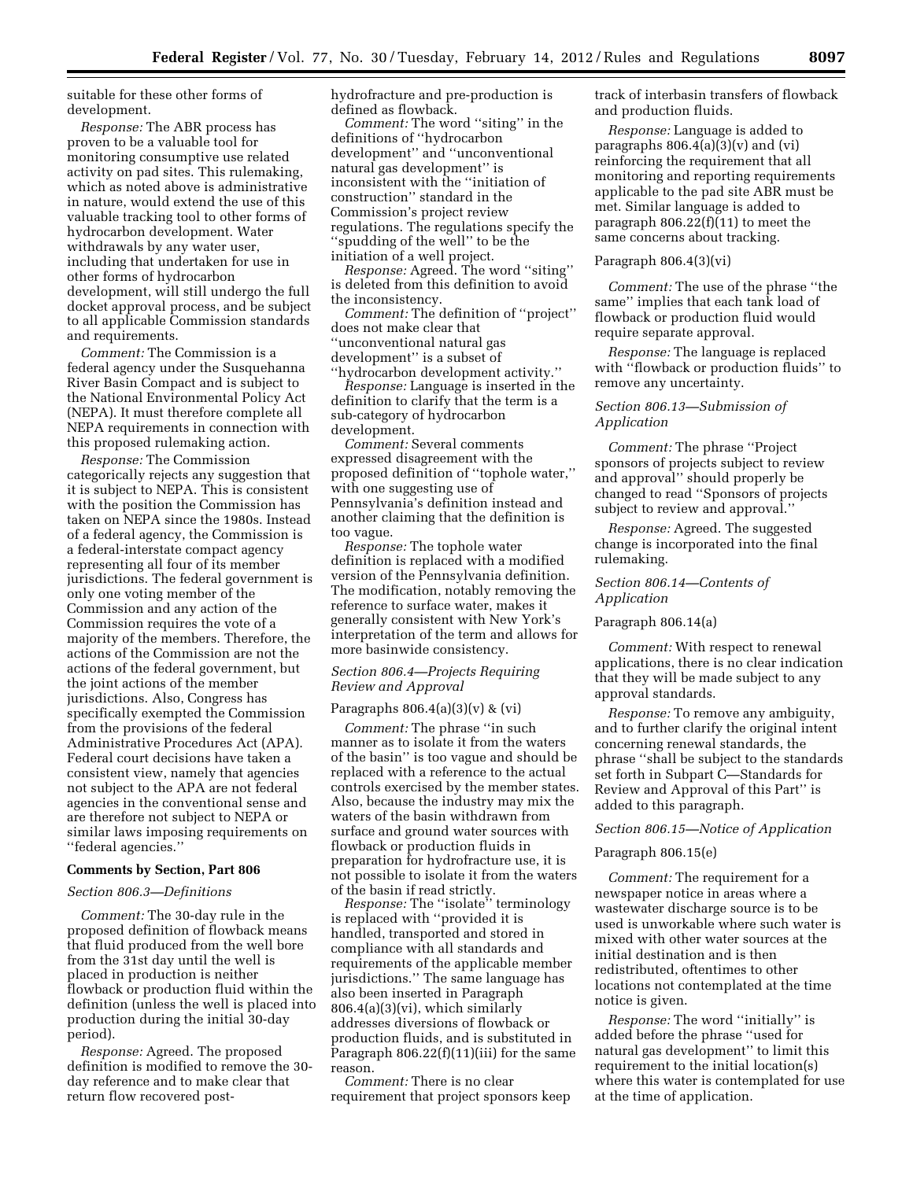suitable for these other forms of development.

*Response:* The ABR process has proven to be a valuable tool for monitoring consumptive use related activity on pad sites. This rulemaking, which as noted above is administrative in nature, would extend the use of this valuable tracking tool to other forms of hydrocarbon development. Water withdrawals by any water user, including that undertaken for use in other forms of hydrocarbon development, will still undergo the full docket approval process, and be subject to all applicable Commission standards and requirements.

*Comment:* The Commission is a federal agency under the Susquehanna River Basin Compact and is subject to the National Environmental Policy Act (NEPA). It must therefore complete all NEPA requirements in connection with this proposed rulemaking action.

*Response:* The Commission categorically rejects any suggestion that it is subject to NEPA. This is consistent with the position the Commission has taken on NEPA since the 1980s. Instead of a federal agency, the Commission is a federal-interstate compact agency representing all four of its member jurisdictions. The federal government is only one voting member of the Commission and any action of the Commission requires the vote of a majority of the members. Therefore, the actions of the Commission are not the actions of the federal government, but the joint actions of the member jurisdictions. Also, Congress has specifically exempted the Commission from the provisions of the federal Administrative Procedures Act (APA). Federal court decisions have taken a consistent view, namely that agencies not subject to the APA are not federal agencies in the conventional sense and are therefore not subject to NEPA or similar laws imposing requirements on ''federal agencies.''

## Comments by Section, Part 806

### *Section 806.3—Definitions*

*Comment:* The 30-day rule in the proposed definition of flowback means that fluid produced from the well bore from the 31st day until the well is placed in production is neither flowback or production fluid within the definition (unless the well is placed into production during the initial 30-day period).

*Response:* Agreed. The proposed definition is modified to remove the 30-day reference and to make clear that return flow recovered post-hydrofracture and pre-production is defined as flowback.

*Comment:* The word ''siting'' in the definitions of ''hydrocarbon development'' and ''unconventional natural gas development'' is inconsistent with the ''initiation of construction'' standard in the Commission's project review regulations. The regulations specify the ''spudding of the well'' to be the initiation of a well project.

*Response:* Agreed. The word ''siting'' is deleted from this definition to avoid the inconsistency.

*Comment:* The definition of ''project'' does not make clear that ''unconventional natural gas development'' is a subset of ''hydrocarbon development activity.''

*Response:* Language is inserted in the definition to clarify that the term is a sub-category of hydrocarbon development.

*Comment:* Several comments expressed disagreement with the proposed definition of ''tophole water,'' with one suggesting use of Pennsylvania's definition instead and another claiming that the definition is too vague.

*Response:* The tophole water definition is replaced with a modified version of the Pennsylvania definition. The modification, notably removing the reference to surface water, makes it generally consistent with New York's interpretation of the term and allows for more basinwide consistency.

### *Section 806.4—Projects Requiring Review and Approval*

Paragraphs 806.4(a)(3)(v) & (vi)

*Comment:* The phrase ''in such manner as to isolate it from the waters of the basin'' is too vague and should be replaced with a reference to the actual controls exercised by the member states. Also, because the industry may mix the waters of the basin withdrawn from surface and ground water sources with flowback or production fluids in preparation for hydrofracture use, it is not possible to isolate it from the waters of the basin if read strictly.

*Response:* The ''isolate'' terminology is replaced with ''provided it is handled, transported and stored in compliance with all standards and requirements of the applicable member jurisdictions.'' The same language has also been inserted in Paragraph 806.4(a)(3)(vi), which similarly addresses diversions of flowback or production fluids, and is substituted in Paragraph 806.22(f)(11)(iii) for the same reason.

*Comment:* There is no clear requirement that project sponsors keep track of interbasin transfers of flowback and production fluids.

*Response:* Language is added to paragraphs 806.4(a)(3)(v) and (vi) reinforcing the requirement that all monitoring and reporting requirements applicable to the pad site ABR must be met. Similar language is added to paragraph 806.22(f)(11) to meet the same concerns about tracking.

Paragraph 806.4(3)(vi)

*Comment:* The use of the phrase ''the same'' implies that each tank load of flowback or production fluid would require separate approval.

*Response:* The language is replaced with ''flowback or production fluids'' to remove any uncertainty.

### *Section 806.13—Submission of Application*

*Comment:* The phrase ''Project sponsors of projects subject to review and approval'' should properly be changed to read ''Sponsors of projects subject to review and approval.''

*Response:* Agreed. The suggested change is incorporated into the final rulemaking.

### *Section 806.14—Contents of Application*

Paragraph 806.14(a)

*Comment:* With respect to renewal applications, there is no clear indication that they will be made subject to any approval standards.

*Response:* To remove any ambiguity, and to further clarify the original intent concerning renewal standards, the phrase ''shall be subject to the standards set forth in Subpart C—Standards for Review and Approval of this Part'' is added to this paragraph.

### *Section 806.15—Notice of Application*

Paragraph 806.15(e)

*Comment:* The requirement for a newspaper notice in areas where a wastewater discharge source is to be used is unworkable where such water is mixed with other water sources at the initial destination and is then redistributed, oftentimes to other locations not contemplated at the time notice is given.

*Response:* The word ''initially'' is added before the phrase ''used for natural gas development'' to limit this requirement to the initial location(s) where this water is contemplated for use at the time of application.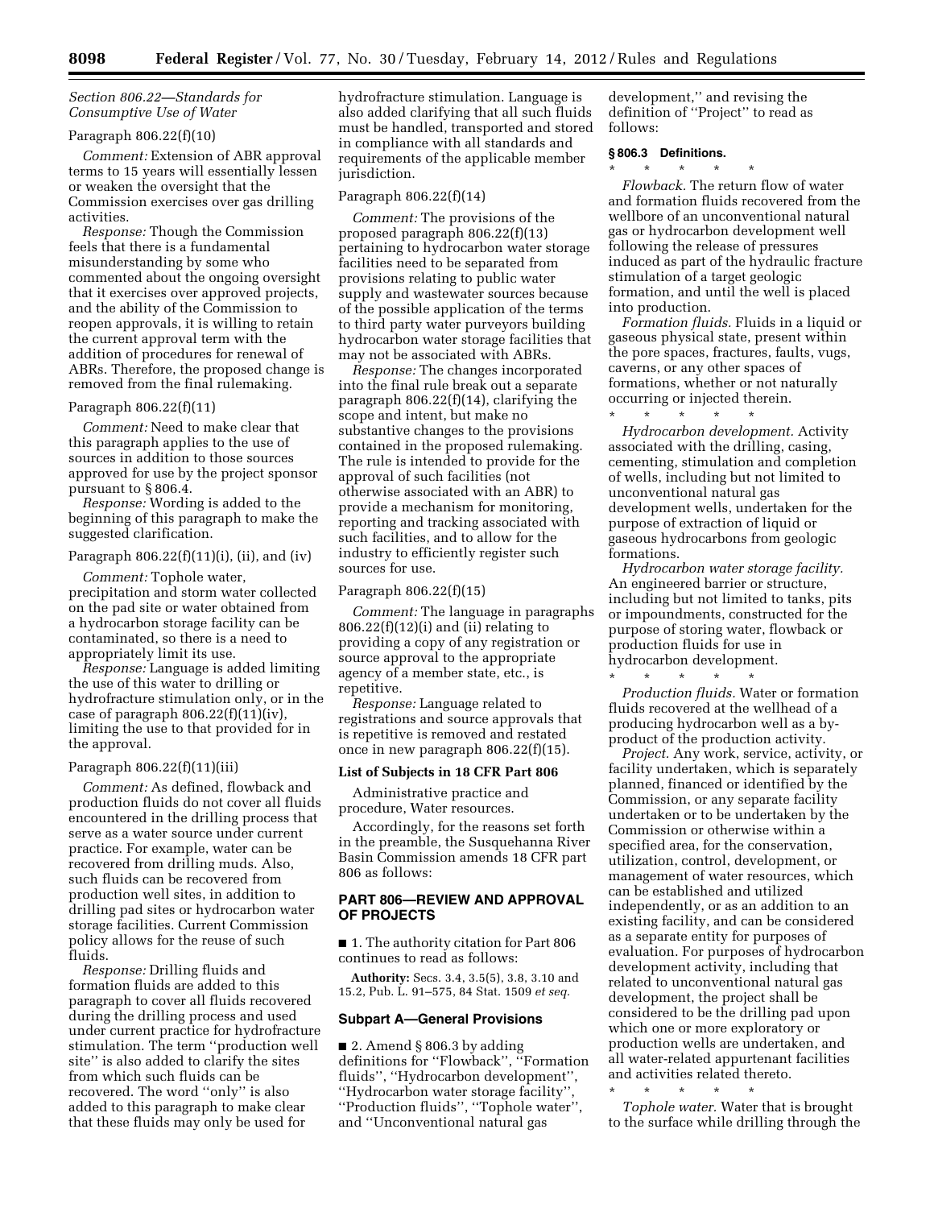*Section 806.22—Standards for Consumptive Use of Water*

Paragraph 806.22(f)(10)

*Comment:* Extension of ABR approval terms to 15 years will essentially lessen or weaken the oversight that the Commission exercises over gas drilling activities.

*Response:* Though the Commission feels that there is a fundamental misunderstanding by some who commented about the ongoing oversight that it exercises over approved projects, and the ability of the Commission to reopen approvals, it is willing to retain the current approval term with the addition of procedures for renewal of ABRs. Therefore, the proposed change is removed from the final rulemaking.

Paragraph 806.22(f)(11)

*Comment:* Need to make clear that this paragraph applies to the use of sources in addition to those sources approved for use by the project sponsor pursuant to § 806.4.

*Response:* Wording is added to the beginning of this paragraph to make the suggested clarification.

Paragraph 806.22(f)(11)(i), (ii), and (iv)

*Comment:* Tophole water, precipitation and storm water collected on the pad site or water obtained from a hydrocarbon storage facility can be contaminated, so there is a need to appropriately limit its use.

*Response:* Language is added limiting the use of this water to drilling or hydrofracture stimulation only, or in the case of paragraph 806.22(f)(11)(iv), limiting the use to that provided for in the approval.

Paragraph 806.22(f)(11)(iii)

*Comment:* As defined, flowback and production fluids do not cover all fluids encountered in the drilling process that serve as a water source under current practice. For example, water can be recovered from drilling muds. Also, such fluids can be recovered from production well sites, in addition to drilling pad sites or hydrocarbon water storage facilities. Current Commission policy allows for the reuse of such fluids.

*Response:* Drilling fluids and formation fluids are added to this paragraph to cover all fluids recovered during the drilling process and used under current practice for hydrofracture stimulation. The term ''production well site'' is also added to clarify the sites from which such fluids can be recovered. The word ''only'' is also added to this paragraph to make clear that these fluids may only be used for hydrofracture stimulation. Language is also added clarifying that all such fluids must be handled, transported and stored in compliance with all standards and requirements of the applicable member jurisdiction.

Paragraph 806.22(f)(14)

*Comment:* The provisions of the proposed paragraph 806.22(f)(13) pertaining to hydrocarbon water storage facilities need to be separated from provisions relating to public water supply and wastewater sources because of the possible application of the terms to third party water purveyors building hydrocarbon water storage facilities that may not be associated with ABRs.

*Response:* The changes incorporated into the final rule break out a separate paragraph 806.22(f)(14), clarifying the scope and intent, but make no substantive changes to the provisions contained in the proposed rulemaking. The rule is intended to provide for the approval of such facilities (not otherwise associated with an ABR) to provide a mechanism for monitoring, reporting and tracking associated with such facilities, and to allow for the industry to efficiently register such sources for use.

Paragraph 806.22(f)(15)

*Comment:* The language in paragraphs 806.22(f)(12)(i) and (ii) relating to providing a copy of any registration or source approval to the appropriate agency of a member state, etc., is repetitive.

*Response:* Language related to registrations and source approvals that is repetitive is removed and restated once in new paragraph 806.22(f)(15).

**List of Subjects in 18 CFR Part 806**

Administrative practice and procedure, Water resources.

Accordingly, for the reasons set forth in the preamble, the Susquehanna River Basin Commission amends 18 CFR part 806 as follows:

## PART 806—REVIEW AND APPROVAL OF PROJECTS

■ 1. The authority citation for Part 806 continues to read as follows:

**Authority:** Secs. 3.4, 3.5(5), 3.8, 3.10 and 15.2, Pub. L. 91–575, 84 Stat. 1509 *et seq.*

### Subpart A—General Provisions

■ 2. Amend § 806.3 by adding definitions for ''Flowback'', ''Formation fluids'', ''Hydrocarbon development'', ''Hydrocarbon water storage facility'', ''Production fluids'', ''Tophole water'', and ''Unconventional natural gas development,'' and revising the definition of ''Project'' to read as follows:

**§ 806.3 Definitions.**

\* \* \* \* \*

*Flowback.* The return flow of water and formation fluids recovered from the wellbore of an unconventional natural gas or hydrocarbon development well following the release of pressures induced as part of the hydraulic fracture stimulation of a target geologic formation, and until the well is placed into production.

*Formation fluids.* Fluids in a liquid or gaseous physical state, present within the pore spaces, fractures, faults, vugs, caverns, or any other spaces of formations, whether or not naturally occurring or injected therein.

\* \* \* \* \*

*Hydrocarbon development.* Activity associated with the drilling, casing, cementing, stimulation and completion of wells, including but not limited to unconventional natural gas development wells, undertaken for the purpose of extraction of liquid or gaseous hydrocarbons from geologic formations.

*Hydrocarbon water storage facility.* An engineered barrier or structure, including but not limited to tanks, pits or impoundments, constructed for the purpose of storing water, flowback or production fluids for use in hydrocarbon development.

\* \* \* \* \*

*Production fluids.* Water or formation fluids recovered at the wellhead of a producing hydrocarbon well as a by-product of the production activity.

*Project.* Any work, service, activity, or facility undertaken, which is separately planned, financed or identified by the Commission, or any separate facility undertaken or to be undertaken by the Commission or otherwise within a specified area, for the conservation, utilization, control, development, or management of water resources, which can be established and utilized independently, or as an addition to an existing facility, and can be considered as a separate entity for purposes of evaluation. For purposes of hydrocarbon development activity, including that related to unconventional natural gas development, the project shall be considered to be the drilling pad upon which one or more exploratory or production wells are undertaken, and all water-related appurtenant facilities and activities related thereto.

\* \* \* \* \*

*Tophole water.* Water that is brought to the surface while drilling through the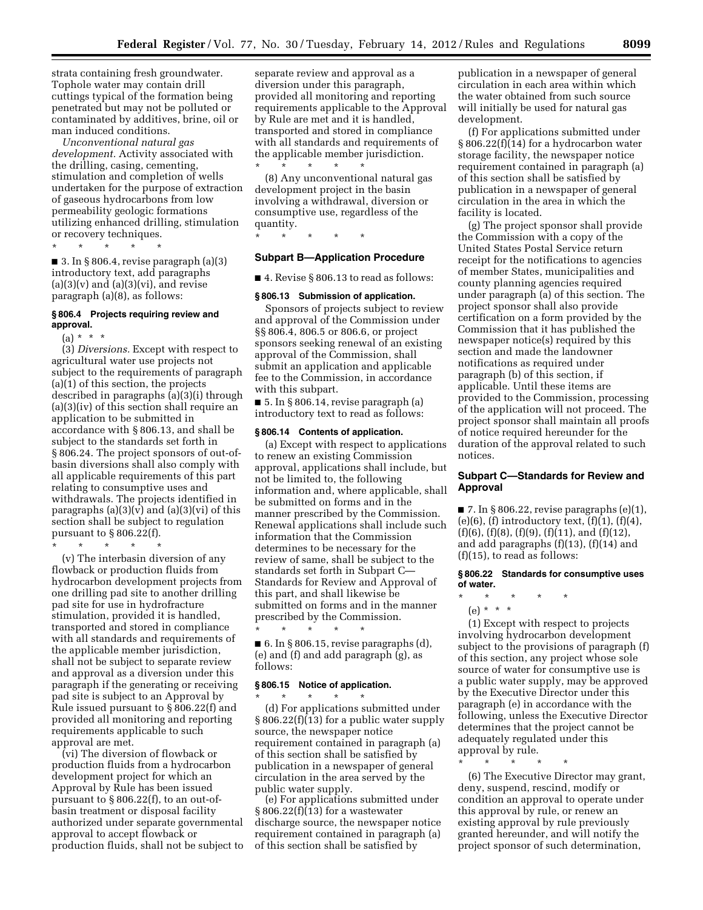strata containing fresh groundwater. Tophole water may contain drill cuttings typical of the formation being penetrated but may not be polluted or contaminated by additives, brine, oil or man induced conditions.

*Unconventional natural gas development.* Activity associated with the drilling, casing, cementing, stimulation and completion of wells undertaken for the purpose of extraction of gaseous hydrocarbons from low permeability geologic formations utilizing enhanced drilling, stimulation or recovery techniques.

\* \* \* \* \*

■ 3. In § 806.4, revise paragraph (a)(3) introductory text, add paragraphs (a)(3)(v) and (a)(3)(vi), and revise paragraph (a)(8), as follows:

### § 806.4 Projects requiring review and approval.

(a) \* \* \*

(3) *Diversions.* Except with respect to agricultural water use projects not subject to the requirements of paragraph (a)(1) of this section, the projects described in paragraphs (a)(3)(i) through (a)(3)(iv) of this section shall require an application to be submitted in accordance with § 806.13, and shall be subject to the standards set forth in § 806.24. The project sponsors of out-of-basin diversions shall also comply with all applicable requirements of this part relating to consumptive uses and withdrawals. The projects identified in paragraphs (a)(3)(v) and (a)(3)(vi) of this section shall be subject to regulation pursuant to § 806.22(f).

\* \* \* \* \*

(v) The interbasin diversion of any flowback or production fluids from hydrocarbon development projects from one drilling pad site to another drilling pad site for use in hydrofracture stimulation, provided it is handled, transported and stored in compliance with all standards and requirements of the applicable member jurisdiction, shall not be subject to separate review and approval as a diversion under this paragraph if the generating or receiving pad site is subject to an Approval by Rule issued pursuant to § 806.22(f) and provided all monitoring and reporting requirements applicable to such approval are met.

(vi) The diversion of flowback or production fluids from a hydrocarbon development project for which an Approval by Rule has been issued pursuant to § 806.22(f), to an out-of-basin treatment or disposal facility authorized under separate governmental approval to accept flowback or production fluids, shall not be subject to separate review and approval as a diversion under this paragraph, provided all monitoring and reporting requirements applicable to the Approval by Rule are met and it is handled, transported and stored in compliance with all standards and requirements of the applicable member jurisdiction.

\* \* \* \* \*

(8) Any unconventional natural gas development project in the basin involving a withdrawal, diversion or consumptive use, regardless of the quantity.

\* \* \* \* \*

## Subpart B—Application Procedure

■ 4. Revise § 806.13 to read as follows:

### § 806.13 Submission of application.

Sponsors of projects subject to review and approval of the Commission under §§ 806.4, 806.5 or 806.6, or project sponsors seeking renewal of an existing approval of the Commission, shall submit an application and applicable fee to the Commission, in accordance with this subpart.

■ 5. In § 806.14, revise paragraph (a) introductory text to read as follows:

### § 806.14 Contents of application.

(a) Except with respect to applications to renew an existing Commission approval, applications shall include, but not be limited to, the following information and, where applicable, shall be submitted on forms and in the manner prescribed by the Commission. Renewal applications shall include such information that the Commission determines to be necessary for the review of same, shall be subject to the standards set forth in Subpart C—Standards for Review and Approval of this part, and shall likewise be submitted on forms and in the manner prescribed by the Commission.

\* \* \* \* \*

■ 6. In § 806.15, revise paragraphs (d), (e) and (f) and add paragraph (g), as follows:

### § 806.15 Notice of application.

\* \* \* \* \*

(d) For applications submitted under § 806.22(f)(13) for a public water supply source, the newspaper notice requirement contained in paragraph (a) of this section shall be satisfied by publication in a newspaper of general circulation in the area served by the public water supply.

(e) For applications submitted under § 806.22(f)(13) for a wastewater discharge source, the newspaper notice requirement contained in paragraph (a) of this section shall be satisfied by publication in a newspaper of general circulation in each area within which the water obtained from such source will initially be used for natural gas development.

(f) For applications submitted under § 806.22(f)(14) for a hydrocarbon water storage facility, the newspaper notice requirement contained in paragraph (a) of this section shall be satisfied by publication in a newspaper of general circulation in the area in which the facility is located.

(g) The project sponsor shall provide the Commission with a copy of the United States Postal Service return receipt for the notifications to agencies of member States, municipalities and county planning agencies required under paragraph (a) of this section. The project sponsor shall also provide certification on a form provided by the Commission that it has published the newspaper notice(s) required by this section and made the landowner notifications as required under paragraph (b) of this section, if applicable. Until these items are provided to the Commission, processing of the application will not proceed. The project sponsor shall maintain all proofs of notice required hereunder for the duration of the approval related to such notices.

## Subpart C—Standards for Review and Approval

■ 7. In § 806.22, revise paragraphs (e)(1), (e)(6), (f) introductory text, (f)(1), (f)(4), (f)(6), (f)(8), (f)(9), (f)(11), and (f)(12), and add paragraphs (f)(13), (f)(14) and (f)(15), to read as follows:

### § 806.22 Standards for consumptive uses of water.

\* \* \* \* \*

(e) \* \* \*

(1) Except with respect to projects involving hydrocarbon development subject to the provisions of paragraph (f) of this section, any project whose sole source of water for consumptive use is a public water supply, may be approved by the Executive Director under this paragraph (e) in accordance with the following, unless the Executive Director determines that the project cannot be adequately regulated under this approval by rule.

\* \* \* \* \*

(6) The Executive Director may grant, deny, suspend, rescind, modify or condition an approval to operate under this approval by rule, or renew an existing approval by rule previously granted hereunder, and will notify the project sponsor of such determination,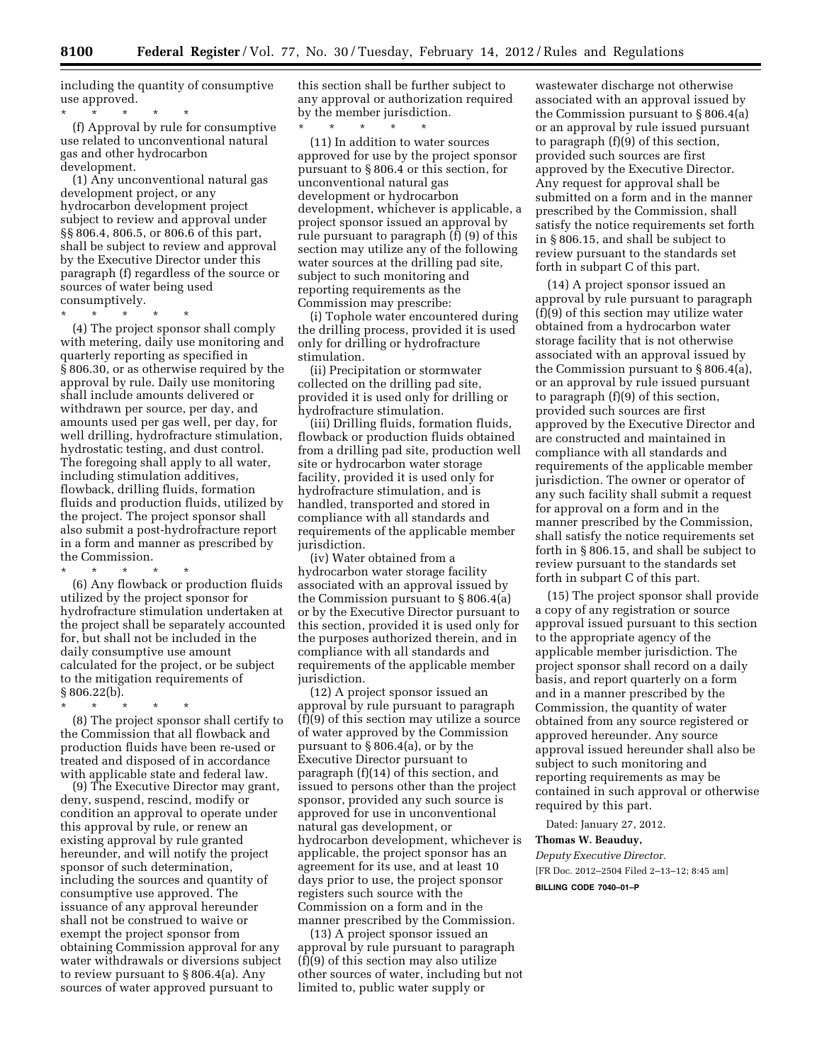including the quantity of consumptive use approved.

\* \* \* \* \*

(f) Approval by rule for consumptive use related to unconventional natural gas and other hydrocarbon development.

(1) Any unconventional natural gas development project, or any hydrocarbon development project subject to review and approval under §§ 806.4, 806.5, or 806.6 of this part, shall be subject to review and approval by the Executive Director under this paragraph (f) regardless of the source or sources of water being used consumptively.

\* \* \* \* \*

(4) The project sponsor shall comply with metering, daily use monitoring and quarterly reporting as specified in § 806.30, or as otherwise required by the approval by rule. Daily use monitoring shall include amounts delivered or withdrawn per source, per day, and amounts used per gas well, per day, for well drilling, hydrofracture stimulation, hydrostatic testing, and dust control. The foregoing shall apply to all water, including stimulation additives, flowback, drilling fluids, formation fluids and production fluids, utilized by the project. The project sponsor shall also submit a post-hydrofracture report in a form and manner as prescribed by the Commission.

\* \* \* \* \*

(6) Any flowback or production fluids utilized by the project sponsor for hydrofracture stimulation undertaken at the project shall be separately accounted for, but shall not be included in the daily consumptive use amount calculated for the project, or be subject to the mitigation requirements of § 806.22(b).

\* \* \* \* \*

(8) The project sponsor shall certify to the Commission that all flowback and production fluids have been re-used or treated and disposed of in accordance with applicable state and federal law.

(9) The Executive Director may grant, deny, suspend, rescind, modify or condition an approval to operate under this approval by rule, or renew an existing approval by rule granted hereunder, and will notify the project sponsor of such determination, including the sources and quantity of consumptive use approved. The issuance of any approval hereunder shall not be construed to waive or exempt the project sponsor from obtaining Commission approval for any water withdrawals or diversions subject to review pursuant to § 806.4(a). Any sources of water approved pursuant to this section shall be further subject to any approval or authorization required by the member jurisdiction.

\* \* \* \* \*

(11) In addition to water sources approved for use by the project sponsor pursuant to § 806.4 or this section, for unconventional natural gas development or hydrocarbon development, whichever is applicable, a project sponsor issued an approval by rule pursuant to paragraph (f) (9) of this section may utilize any of the following water sources at the drilling pad site, subject to such monitoring and reporting requirements as the Commission may prescribe:

(i) Tophole water encountered during the drilling process, provided it is used only for drilling or hydrofracture stimulation.

(ii) Precipitation or stormwater collected on the drilling pad site, provided it is used only for drilling or hydrofracture stimulation.

(iii) Drilling fluids, formation fluids, flowback or production fluids obtained from a drilling pad site, production well site or hydrocarbon water storage facility, provided it is used only for hydrofracture stimulation, and is handled, transported and stored in compliance with all standards and requirements of the applicable member jurisdiction.

(iv) Water obtained from a hydrocarbon water storage facility associated with an approval issued by the Commission pursuant to § 806.4(a) or by the Executive Director pursuant to this section, provided it is used only for the purposes authorized therein, and in compliance with all standards and requirements of the applicable member jurisdiction.

(12) A project sponsor issued an approval by rule pursuant to paragraph (f)(9) of this section may utilize a source of water approved by the Commission pursuant to § 806.4(a), or by the Executive Director pursuant to paragraph (f)(14) of this section, and issued to persons other than the project sponsor, provided any such source is approved for use in unconventional natural gas development, or hydrocarbon development, whichever is applicable, the project sponsor has an agreement for its use, and at least 10 days prior to use, the project sponsor registers such source with the Commission on a form and in the manner prescribed by the Commission.

(13) A project sponsor issued an approval by rule pursuant to paragraph (f)(9) of this section may also utilize other sources of water, including but not limited to, public water supply or wastewater discharge not otherwise associated with an approval issued by the Commission pursuant to § 806.4(a) or an approval by rule issued pursuant to paragraph (f)(9) of this section, provided such sources are first approved by the Executive Director. Any request for approval shall be submitted on a form and in the manner prescribed by the Commission, shall satisfy the notice requirements set forth in § 806.15, and shall be subject to review pursuant to the standards set forth in subpart C of this part.

(14) A project sponsor issued an approval by rule pursuant to paragraph (f)(9) of this section may utilize water obtained from a hydrocarbon water storage facility that is not otherwise associated with an approval issued by the Commission pursuant to § 806.4(a), or an approval by rule issued pursuant to paragraph (f)(9) of this section, provided such sources are first approved by the Executive Director and are constructed and maintained in compliance with all standards and requirements of the applicable member jurisdiction. The owner or operator of any such facility shall submit a request for approval on a form and in the manner prescribed by the Commission, shall satisfy the notice requirements set forth in § 806.15, and shall be subject to review pursuant to the standards set forth in subpart C of this part.

(15) The project sponsor shall provide a copy of any registration or source approval issued pursuant to this section to the appropriate agency of the applicable member jurisdiction. The project sponsor shall record on a daily basis, and report quarterly on a form and in a manner prescribed by the Commission, the quantity of water obtained from any source registered or approved hereunder. Any source approval issued hereunder shall also be subject to such monitoring and reporting requirements as may be contained in such approval or otherwise required by this part.

Dated: January 27, 2012.

**Thomas W. Beauduy,**

*Deputy Executive Director.*

[FR Doc. 2012–2504 Filed 2–13–12; 8:45 am]

**BILLING CODE 7040–01–P**